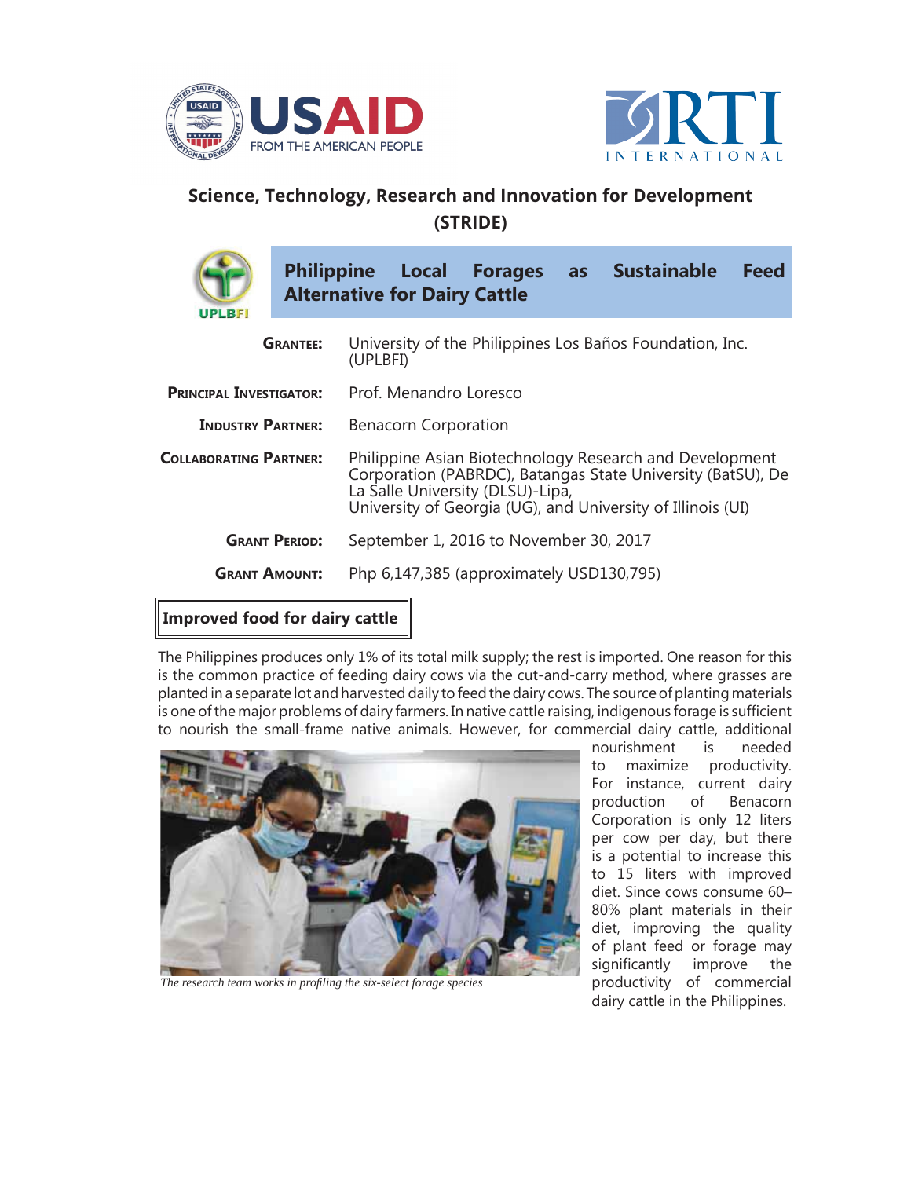USAID FROM THE AMERICAN PEOPLE

RTI INTERNATIONAL

# Science, Technology, Research and Innovation for Development (STRIDE)

UPLBFI

## Philippine Local Forages as Sustainable Feed Alternative for Dairy Cattle

| | |
|---|---|
| **Grantee:** | University of the Philippines Los Baños Foundation, Inc. (UPLBFI) |
| **Principal Investigator:** | Prof. Menandro Loresco |
| **Industry Partner:** | Benacorn Corporation |
| **Collaborating Partner:** | Philippine Asian Biotechnology Research and Development Corporation (PABRDC), Batangas State University (BatSU), De La Salle University (DLSU)-Lipa, University of Georgia (UG), and University of Illinois (UI) |
| **Grant Period:** | September 1, 2016 to November 30, 2017 |
| **Grant Amount:** | Php 6,147,385 (approximately USD130,795) |

### Improved food for dairy cattle

The Philippines produces only 1% of its total milk supply; the rest is imported. One reason for this is the common practice of feeding dairy cows via the cut-and-carry method, where grasses are planted in a separate lot and harvested daily to feed the dairy cows. The source of planting materials is one of the major problems of dairy farmers. In native cattle raising, indigenous forage is sufficient to nourish the small-frame native animals. However, for commercial dairy cattle, additional nourishment is needed to maximize productivity. For instance, current dairy production of Benacorn Corporation is only 12 liters per cow per day, but there is a potential to increase this to 15 liters with improved diet. Since cows consume 60–80% plant materials in their diet, improving the quality of plant feed or forage may significantly improve the productivity of commercial dairy cattle in the Philippines.

*The research team works in profiling the six-select forage species*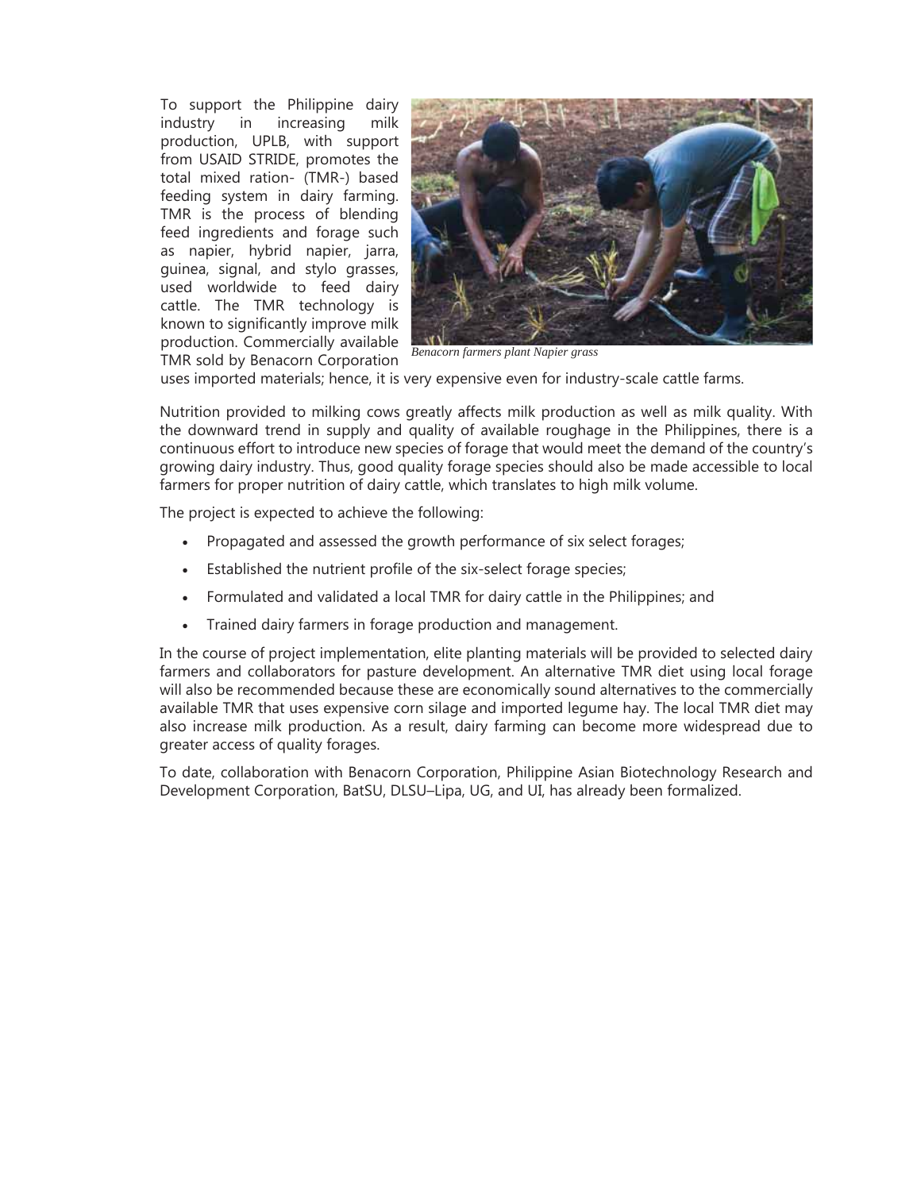To support the Philippine dairy industry in increasing milk production, UPLB, with support from USAID STRIDE, promotes the total mixed ration- (TMR-) based feeding system in dairy farming. TMR is the process of blending feed ingredients and forage such as napier, hybrid napier, jarra, guinea, signal, and stylo grasses, used worldwide to feed dairy cattle. The TMR technology is known to significantly improve milk production. Commercially available TMR sold by Benacorn Corporation uses imported materials; hence, it is very expensive even for industry-scale cattle farms.

*Benacorn farmers plant Napier grass*

Nutrition provided to milking cows greatly affects milk production as well as milk quality. With the downward trend in supply and quality of available roughage in the Philippines, there is a continuous effort to introduce new species of forage that would meet the demand of the country's growing dairy industry. Thus, good quality forage species should also be made accessible to local farmers for proper nutrition of dairy cattle, which translates to high milk volume.

The project is expected to achieve the following:

- Propagated and assessed the growth performance of six select forages;
- Established the nutrient profile of the six-select forage species;
- Formulated and validated a local TMR for dairy cattle in the Philippines; and
- Trained dairy farmers in forage production and management.

In the course of project implementation, elite planting materials will be provided to selected dairy farmers and collaborators for pasture development. An alternative TMR diet using local forage will also be recommended because these are economically sound alternatives to the commercially available TMR that uses expensive corn silage and imported legume hay. The local TMR diet may also increase milk production. As a result, dairy farming can become more widespread due to greater access of quality forages.

To date, collaboration with Benacorn Corporation, Philippine Asian Biotechnology Research and Development Corporation, BatSU, DLSU–Lipa, UG, and UI, has already been formalized.